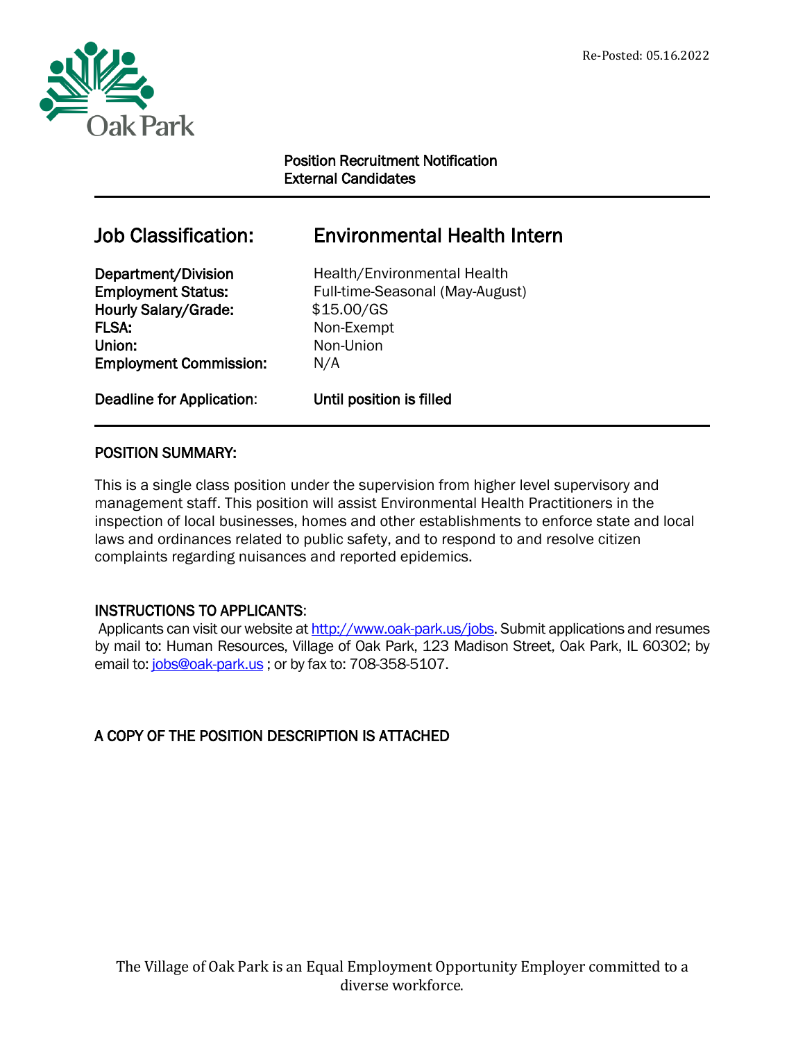Re-Posted: 05.16.2022

Oak Park

**Position Recruitment Notification**
**External Candidates**

---

## Job Classification: Environmental Health Intern

| | |
|---|---|
| **Department/Division** | Health/Environmental Health |
| **Employment Status:** | Full-time-Seasonal (May-August) |
| **Hourly Salary/Grade:** | $15.00/GS |
| **FLSA:** | Non-Exempt |
| **Union:** | Non-Union |
| **Employment Commission:** | N/A |
| **Deadline for Application:** | **Until position is filled** |

---

### POSITION SUMMARY:

This is a single class position under the supervision from higher level supervisory and management staff. This position will assist Environmental Health Practitioners in the inspection of local businesses, homes and other establishments to enforce state and local laws and ordinances related to public safety, and to respond to and resolve citizen complaints regarding nuisances and reported epidemics.

### INSTRUCTIONS TO APPLICANTS:

Applicants can visit our website at http://www.oak-park.us/jobs. Submit applications and resumes by mail to: Human Resources, Village of Oak Park, 123 Madison Street, Oak Park, IL 60302; by email to: jobs@oak-park.us ; or by fax to: 708-358-5107.

### A COPY OF THE POSITION DESCRIPTION IS ATTACHED

The Village of Oak Park is an Equal Employment Opportunity Employer committed to a diverse workforce.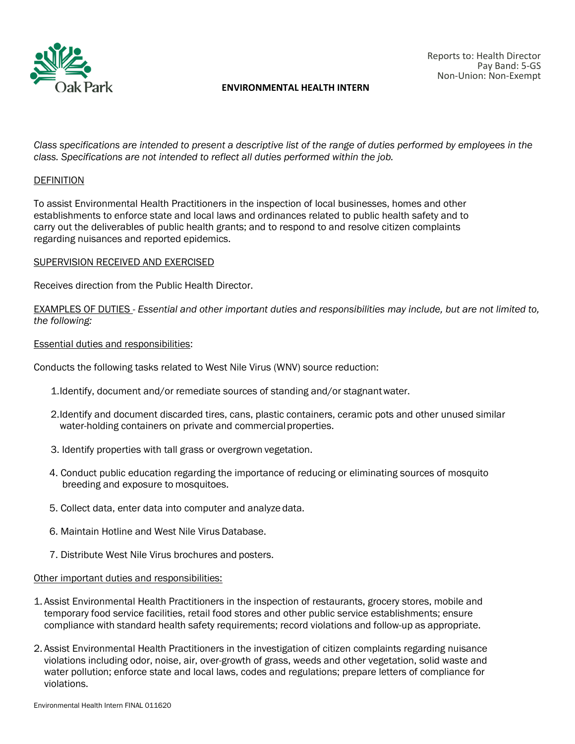Reports to: Health Director
Pay Band: 5-GS
Non-Union: Non-Exempt

# ENVIRONMENTAL HEALTH INTERN

*Class specifications are intended to present a descriptive list of the range of duties performed by employees in the class. Specifications are not intended to reflect all duties performed within the job.*

## DEFINITION

To assist Environmental Health Practitioners in the inspection of local businesses, homes and other establishments to enforce state and local laws and ordinances related to public health safety and to carry out the deliverables of public health grants; and to respond to and resolve citizen complaints regarding nuisances and reported epidemics.

## SUPERVISION RECEIVED AND EXERCISED

Receives direction from the Public Health Director.

## EXAMPLES OF DUTIES - *Essential and other important duties and responsibilities may include, but are not limited to, the following:*

### Essential duties and responsibilities:

Conducts the following tasks related to West Nile Virus (WNV) source reduction:

1. Identify, document and/or remediate sources of standing and/or stagnant water.
2. Identify and document discarded tires, cans, plastic containers, ceramic pots and other unused similar water-holding containers on private and commercial properties.
3. Identify properties with tall grass or overgrown vegetation.
4. Conduct public education regarding the importance of reducing or eliminating sources of mosquito breeding and exposure to mosquitoes.
5. Collect data, enter data into computer and analyze data.
6. Maintain Hotline and West Nile Virus Database.
7. Distribute West Nile Virus brochures and posters.

### Other important duties and responsibilities:

1. Assist Environmental Health Practitioners in the inspection of restaurants, grocery stores, mobile and temporary food service facilities, retail food stores and other public service establishments; ensure compliance with standard health safety requirements; record violations and follow-up as appropriate.
2. Assist Environmental Health Practitioners in the investigation of citizen complaints regarding nuisance violations including odor, noise, air, over-growth of grass, weeds and other vegetation, solid waste and water pollution; enforce state and local laws, codes and regulations; prepare letters of compliance for violations.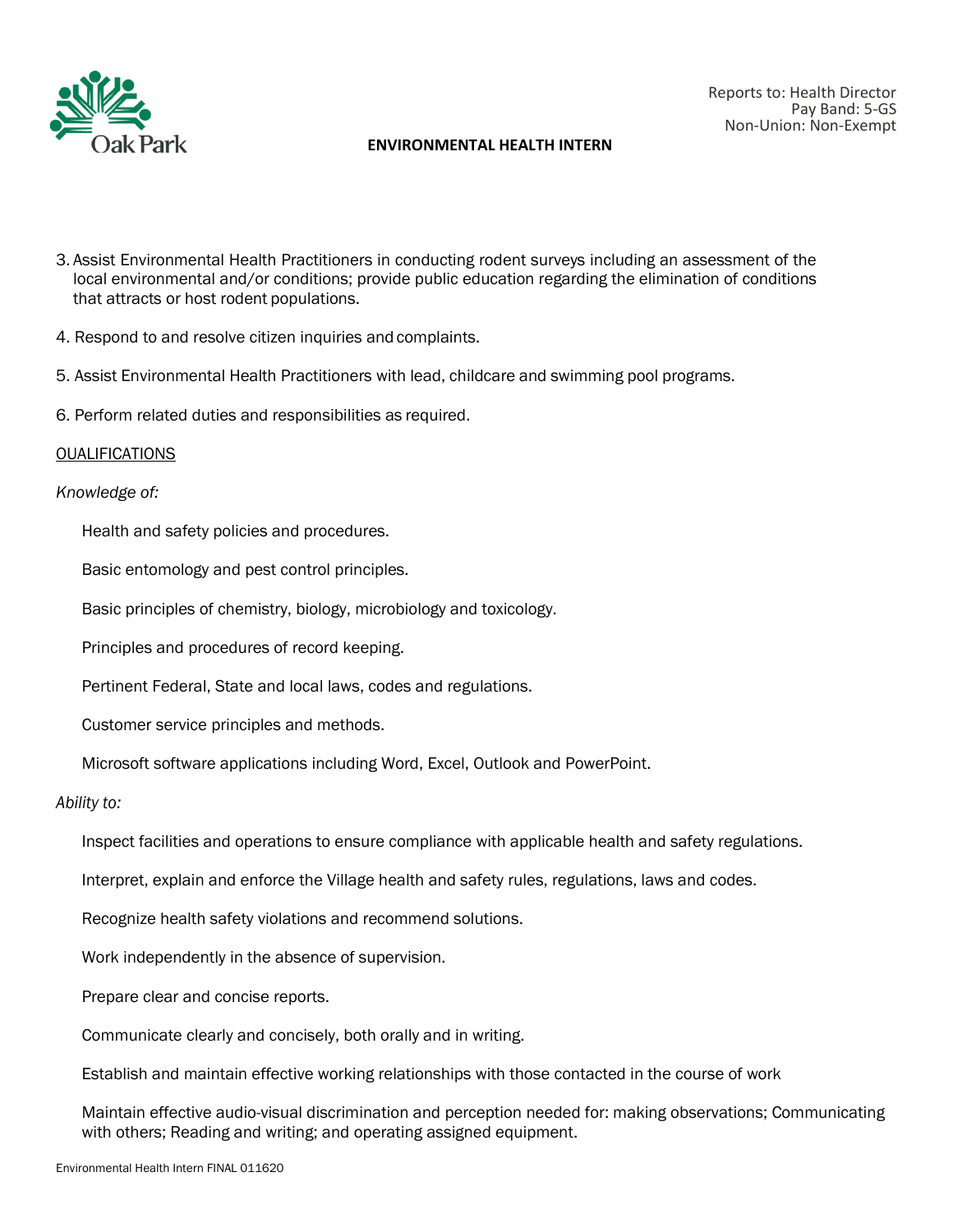3. Assist Environmental Health Practitioners in conducting rodent surveys including an assessment of the local environmental and/or conditions; provide public education regarding the elimination of conditions that attracts or host rodent populations.

4. Respond to and resolve citizen inquiries and complaints.

5. Assist Environmental Health Practitioners with lead, childcare and swimming pool programs.

6. Perform related duties and responsibilities as required.

OUALIFICATIONS

*Knowledge of:*

Health and safety policies and procedures.

Basic entomology and pest control principles.

Basic principles of chemistry, biology, microbiology and toxicology.

Principles and procedures of record keeping.

Pertinent Federal, State and local laws, codes and regulations.

Customer service principles and methods.

Microsoft software applications including Word, Excel, Outlook and PowerPoint.

*Ability to:*

Inspect facilities and operations to ensure compliance with applicable health and safety regulations.

Interpret, explain and enforce the Village health and safety rules, regulations, laws and codes.

Recognize health safety violations and recommend solutions.

Work independently in the absence of supervision.

Prepare clear and concise reports.

Communicate clearly and concisely, both orally and in writing.

Establish and maintain effective working relationships with those contacted in the course of work

Maintain effective audio-visual discrimination and perception needed for: making observations; Communicating with others; Reading and writing; and operating assigned equipment.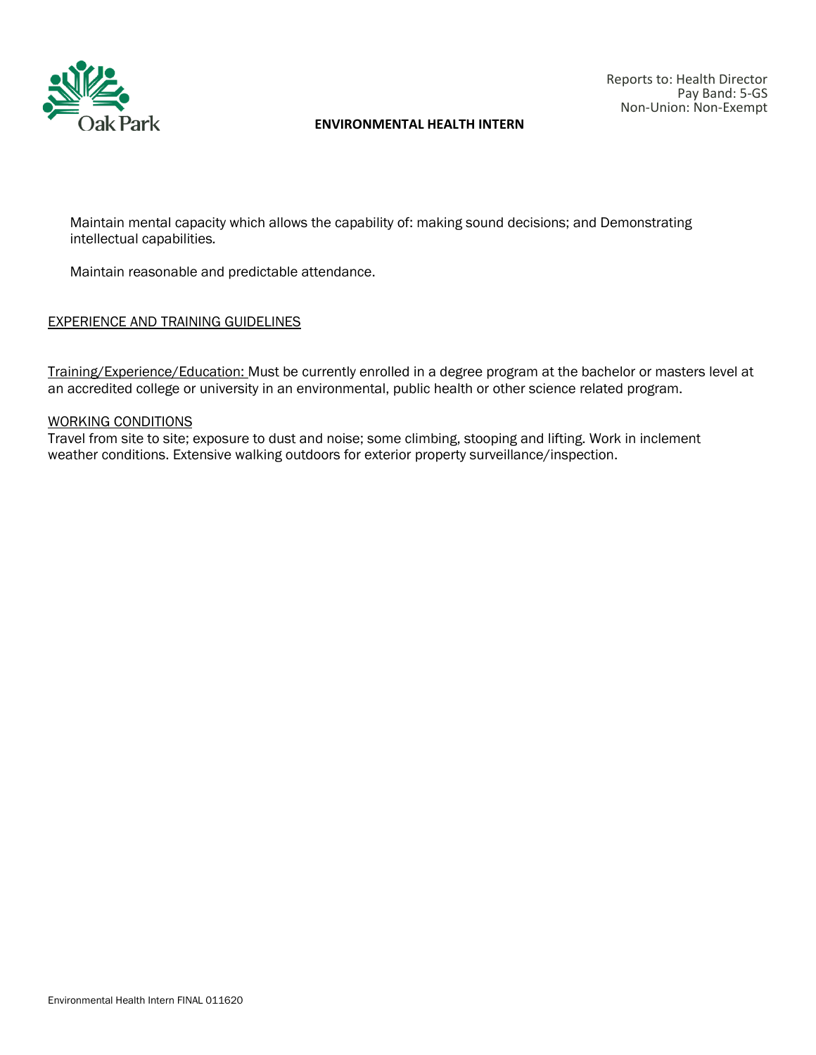Reports to: Health Director
Pay Band: 5-GS
Non-Union: Non-Exempt

**ENVIRONMENTAL HEALTH INTERN**

Maintain mental capacity which allows the capability of: making sound decisions; and Demonstrating intellectual capabilities.

Maintain reasonable and predictable attendance.

EXPERIENCE AND TRAINING GUIDELINES

Training/Experience/Education: Must be currently enrolled in a degree program at the bachelor or masters level at an accredited college or university in an environmental, public health or other science related program.

WORKING CONDITIONS

Travel from site to site; exposure to dust and noise; some climbing, stooping and lifting. Work in inclement weather conditions. Extensive walking outdoors for exterior property surveillance/inspection.